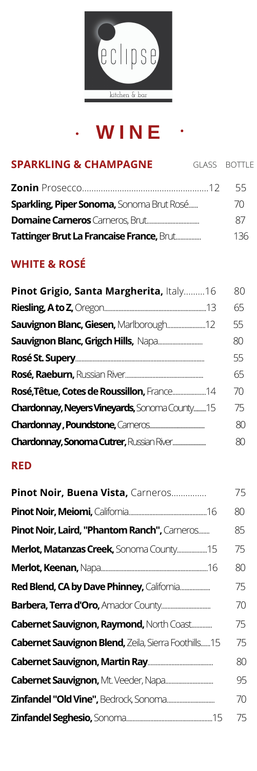eclipse

kitchen & bar

# · WINE ·

## SPARKLING & CHAMPAGNE

| Wine | GLASS | BOTTLE |
|---|---|---|
| **Zonin** Prosecco | 12 | 55 |
| **Sparkling, Piper Sonoma,** Sonoma Brut Rosé | | 70 |
| **Domaine Carneros** Carneros, Brut | | 87 |
| **Tattinger Brut La Francaise France,** Brut | | 136 |

## WHITE & ROSÉ

| Wine | GLASS | BOTTLE |
|---|---|---|
| **Pinot Grigio, Santa Margherita,** Italy | 16 | 80 |
| **Riesling, A to Z,** Oregon | 13 | 65 |
| **Sauvignon Blanc, Giesen,** Marlborough | 12 | 55 |
| **Sauvignon Blanc, Grigch Hills,** Napa | | 80 |
| **Rosé St. Supery** | | 55 |
| **Rosé, Raeburn,** Russian River | | 65 |
| **Rosé,Têtue, Cotes de Roussillon,** France | 14 | 70 |
| **Chardonnay, Neyers Vineyards,** Sonoma County | 15 | 75 |
| **Chardonnay , Poundstone,** Carneros | | 80 |
| **Chardonnay, Sonoma Cutrer,** Russian River | | 80 |

## RED

| Wine | GLASS | BOTTLE |
|---|---|---|
| **Pinot Noir, Buena Vista,** Carneros | | 75 |
| **Pinot Noir, Meiomi,** California | 16 | 80 |
| **Pinot Noir, Laird, "Phantom Ranch",** Carneros | | 85 |
| **Merlot, Matanzas Creek,** Sonoma County | 15 | 75 |
| **Merlot, Keenan,** Napa | 16 | 80 |
| **Red Blend, CA by Dave Phinney,** California | | 75 |
| **Barbera, Terra d'Oro,** Amador County | | 70 |
| **Cabernet Sauvignon, Raymond,** North Coast | | 75 |
| **Cabernet Sauvignon Blend,** Zeila, Sierra Foothills | 15 | 75 |
| **Cabernet Sauvignon, Martin Ray** | | 80 |
| **Cabernet Sauvignon,** Mt. Veeder, Napa | | 95 |
| **Zinfandel "Old Vine",** Bedrock, Sonoma | | 70 |
| **Zinfandel Seghesio,** Sonoma | 15 | 75 |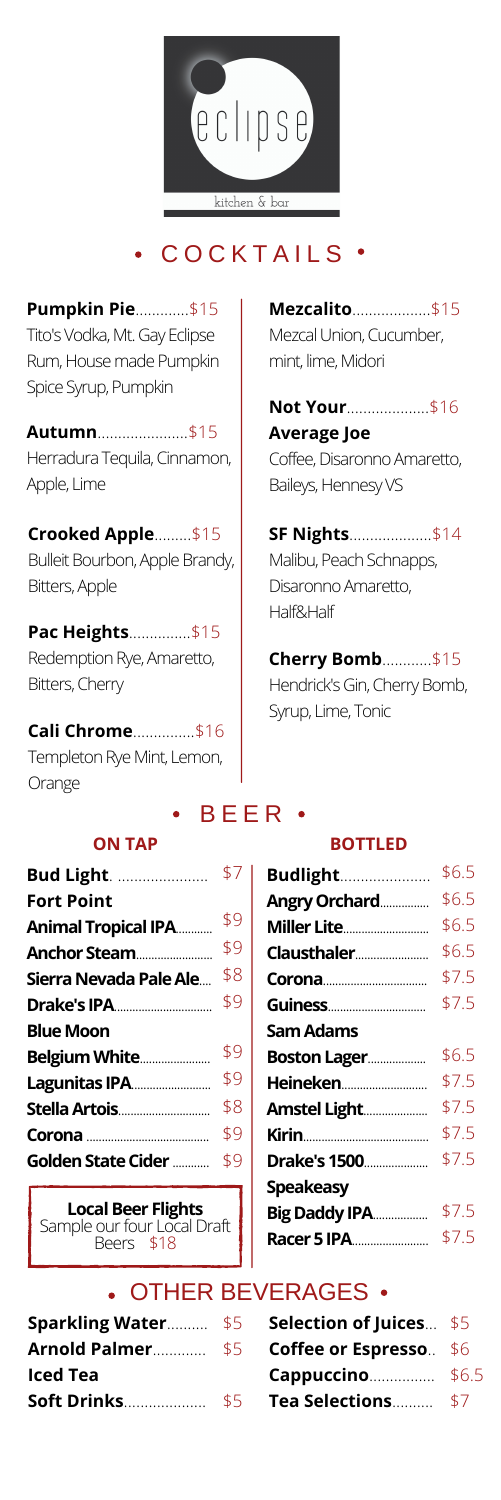eclipse

kitchen & bar

## COCKTAILS

**Pumpkin Pie**.............$15
Tito's Vodka, Mt. Gay Eclipse Rum, House made Pumpkin Spice Syrup, Pumpkin

**Autumn**......................$15
Herradura Tequila, Cinnamon, Apple, Lime

**Crooked Apple**.........$15
Bulleit Bourbon, Apple Brandy, Bitters, Apple

**Pac Heights**...............$15
Redemption Rye, Amaretto, Bitters, Cherry

**Cali Chrome**...............$16
Templeton Rye Mint, Lemon, Orange

**Mezcalito**...................$15
Mezcal Union, Cucumber, mint, lime, Midori

**Not Your**....................$16
**Average Joe**
Coffee, Disaronno Amaretto, Baileys, Hennesy VS

**SF Nights**....................$14
Malibu, Peach Schnapps, Disaronno Amaretto, Half&Half

**Cherry Bomb**............$15
Hendrick's Gin, Cherry Bomb, Syrup, Lime, Tonic

## BEER

### ON TAP

| | |
|---|---|
| **Bud Light** | $7 |
| **Fort Point** | |
| **Animal Tropical IPA** | $9 |
| **Anchor Steam** | $9 |
| **Sierra Nevada Pale Ale** | $8 |
| **Drake's IPA** | $9 |
| **Blue Moon** | |
| **Belgium White** | $9 |
| **Lagunitas IPA** | $9 |
| **Stella Artois** | $8 |
| **Corona** | $9 |
| **Golden State Cider** | $9 |

**Local Beer Flights**
Sample our four Local Draft Beers $18

### BOTTLED

| | |
|---|---|
| **Budlight** | $6.5 |
| **Angry Orchard** | $6.5 |
| **Miller Lite** | $6.5 |
| **Clausthaler** | $6.5 |
| **Corona** | $7.5 |
| **Guiness** | $7.5 |
| **Sam Adams** | |
| **Boston Lager** | $6.5 |
| **Heineken** | $7.5 |
| **Amstel Light** | $7.5 |
| **Kirin** | $7.5 |
| **Drake's 1500** | $7.5 |
| **Speakeasy** | |
| **Big Daddy IPA** | $7.5 |
| **Racer 5 IPA** | $7.5 |

## OTHER BEVERAGES

| | | | |
|---|---|---|---|
| **Sparkling Water** | $5 | **Selection of Juices** | $5 |
| **Arnold Palmer** | $5 | **Coffee or Espresso** | $6 |
| **Iced Tea** | | **Cappuccino** | $6.5 |
| **Soft Drinks** | $5 | **Tea Selections** | $7 |